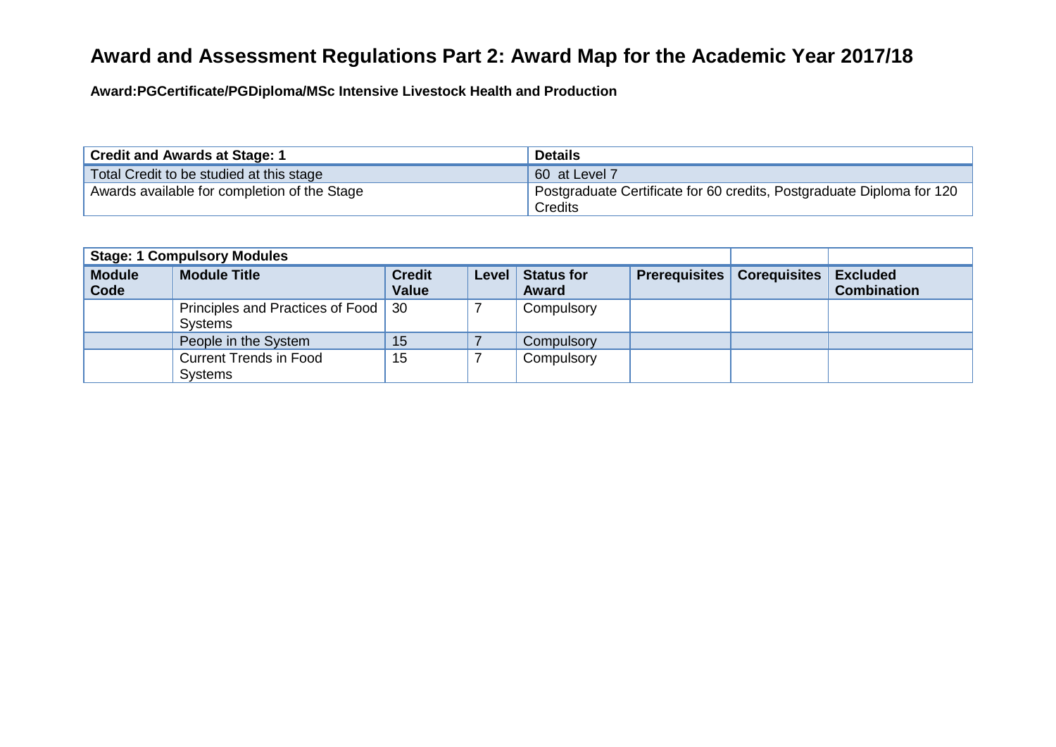# Award and Assessment Regulations Part 2: Award Map for the Academic Year 2017/18

**Award:PGCertificate/PGDiploma/MSc Intensive Livestock Health and Production**

| Credit and Awards at Stage: 1 | Details |
|---|---|
| Total Credit to be studied at this stage | 60 at Level 7 |
| Awards available for completion of the Stage | Postgraduate Certificate for 60 credits, Postgraduate Diploma for 120 Credits |

| Stage: 1 Compulsory Modules | | | | | | | |
|---|---|---|---|---|---|---|---|
| **Module Code** | **Module Title** | **Credit Value** | **Level** | **Status for Award** | **Prerequisites** | **Corequisites** | **Excluded Combination** |
| | Principles and Practices of Food Systems | 30 | 7 | Compulsory | | | |
| | People in the System | 15 | 7 | Compulsory | | | |
| | Current Trends in Food Systems | 15 | 7 | Compulsory | | | |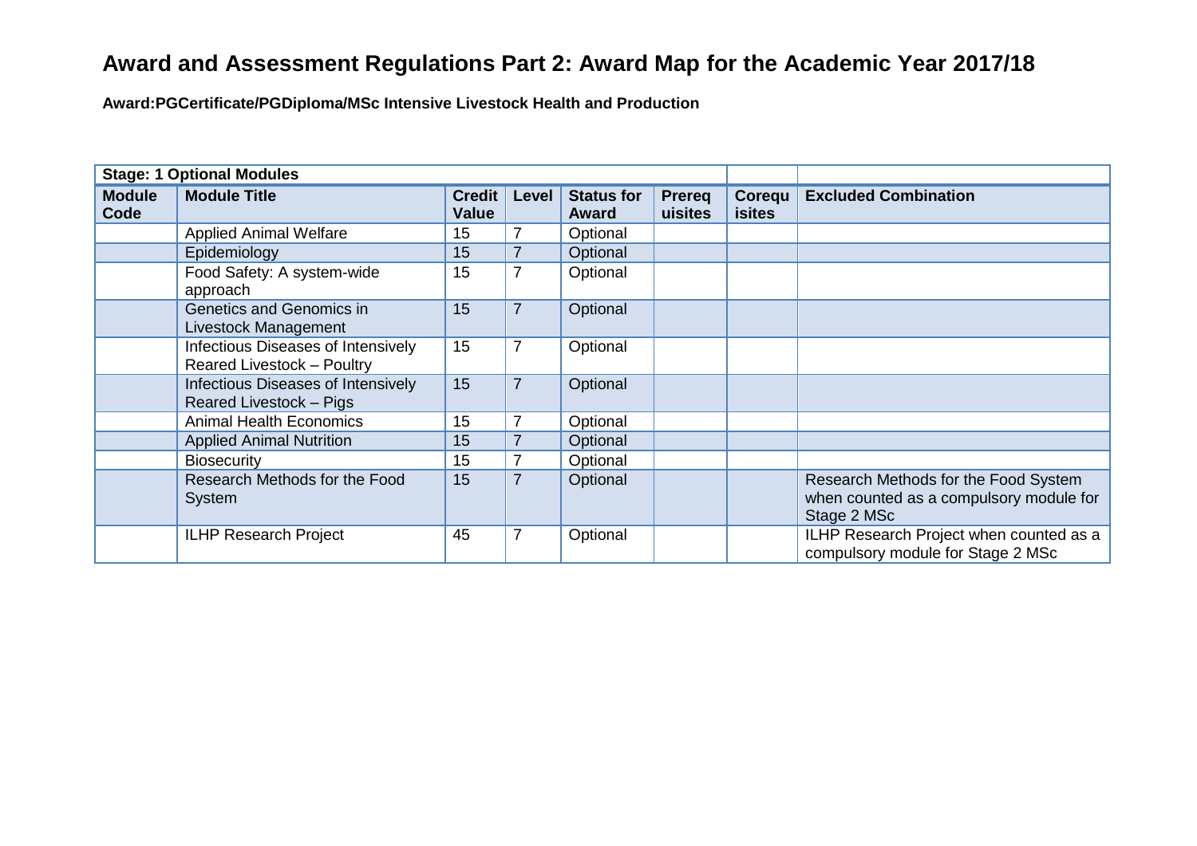# Award and Assessment Regulations Part 2: Award Map for the Academic Year 2017/18

**Award:PGCertificate/PGDiploma/MSc Intensive Livestock Health and Production**

| **Stage: 1 Optional Modules** | | | | | | | |
|---|---|---|---|---|---|---|---|
| **Module Code** | **Module Title** | **Credit Value** | **Level** | **Status for Award** | **Prerequisites** | **Corequisites** | **Excluded Combination** |
| | Applied Animal Welfare | 15 | 7 | Optional | | | |
| | Epidemiology | 15 | 7 | Optional | | | |
| | Food Safety: A system-wide approach | 15 | 7 | Optional | | | |
| | Genetics and Genomics in Livestock Management | 15 | 7 | Optional | | | |
| | Infectious Diseases of Intensively Reared Livestock – Poultry | 15 | 7 | Optional | | | |
| | Infectious Diseases of Intensively Reared Livestock – Pigs | 15 | 7 | Optional | | | |
| | Animal Health Economics | 15 | 7 | Optional | | | |
| | Applied Animal Nutrition | 15 | 7 | Optional | | | |
| | Biosecurity | 15 | 7 | Optional | | | |
| | Research Methods for the Food System | 15 | 7 | Optional | | | Research Methods for the Food System when counted as a compulsory module for Stage 2 MSc |
| | ILHP Research Project | 45 | 7 | Optional | | | ILHP Research Project when counted as a compulsory module for Stage 2 MSc |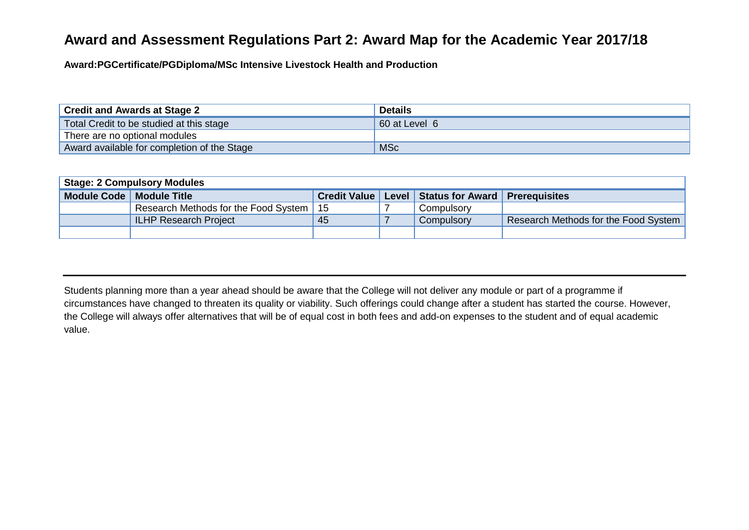# Award and Assessment Regulations Part 2: Award Map for the Academic Year 2017/18

**Award:PGCertificate/PGDiploma/MSc Intensive Livestock Health and Production**

| Credit and Awards at Stage 2 | Details |
|---|---|
| Total Credit to be studied at this stage | 60 at Level 6 |
| There are no optional modules | |
| Award available for completion of the Stage | MSc |

| Stage: 2 Compulsory Modules | | | | | |
|---|---|---|---|---|---|
| **Module Code** | **Module Title** | **Credit Value** | **Level** | **Status for Award** | **Prerequisites** |
| | Research Methods for the Food System | 15 | 7 | Compulsory | |
| | ILHP Research Project | 45 | 7 | Compulsory | Research Methods for the Food System |
| | | | | | |

---

Students planning more than a year ahead should be aware that the College will not deliver any module or part of a programme if circumstances have changed to threaten its quality or viability. Such offerings could change after a student has started the course. However, the College will always offer alternatives that will be of equal cost in both fees and add-on expenses to the student and of equal academic value.